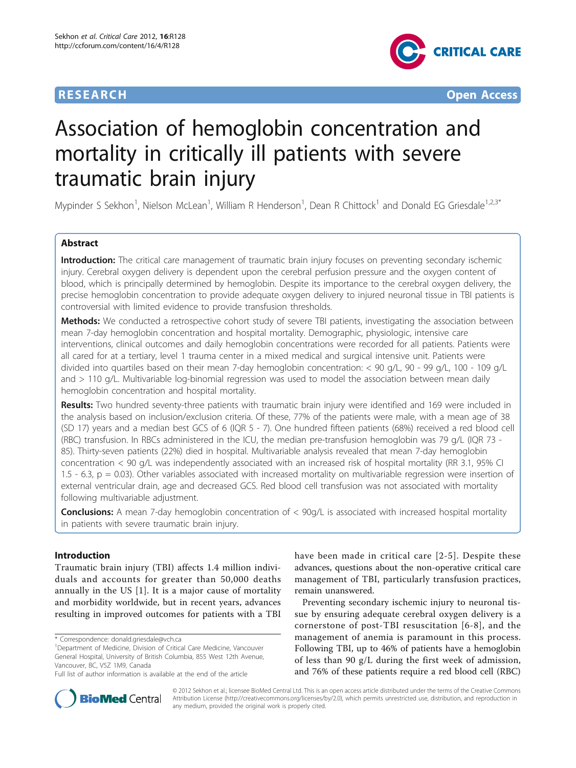# Association of hemoglobin concentration and mortality in critically ill patients with severe traumatic brain injury

Mypinder S Sekhon[1], Nielson McLean[1], William R Henderson[1], Dean R Chittock[1] and Donald EG Griesdale[1,2,3*]

## Abstract

**Introduction:** The critical care management of traumatic brain injury focuses on preventing secondary ischemic injury. Cerebral oxygen delivery is dependent upon the cerebral perfusion pressure and the oxygen content of blood, which is principally determined by hemoglobin. Despite its importance to the cerebral oxygen delivery, the precise hemoglobin concentration to provide adequate oxygen delivery to injured neuronal tissue in TBI patients is controversial with limited evidence to provide transfusion thresholds.

**Methods:** We conducted a retrospective cohort study of severe TBI patients, investigating the association between mean 7-day hemoglobin concentration and hospital mortality. Demographic, physiologic, intensive care interventions, clinical outcomes and daily hemoglobin concentrations were recorded for all patients. Patients were all cared for at a tertiary, level 1 trauma center in a mixed medical and surgical intensive unit. Patients were divided into quartiles based on their mean 7-day hemoglobin concentration: < 90 g/L, 90 - 99 g/L, 100 - 109 g/L and > 110 g/L. Multivariable log-binomial regression was used to model the association between mean daily hemoglobin concentration and hospital mortality.

**Results:** Two hundred seventy-three patients with traumatic brain injury were identified and 169 were included in the analysis based on inclusion/exclusion criteria. Of these, 77% of the patients were male, with a mean age of 38 (SD 17) years and a median best GCS of 6 (IQR 5 - 7). One hundred fifteen patients (68%) received a red blood cell (RBC) transfusion. In RBCs administered in the ICU, the median pre-transfusion hemoglobin was 79 g/L (IQR 73 - 85). Thirty-seven patients (22%) died in hospital. Multivariable analysis revealed that mean 7-day hemoglobin concentration < 90 g/L was independently associated with an increased risk of hospital mortality (RR 3.1, 95% CI 1.5 - 6.3, p = 0.03). Other variables associated with increased mortality on multivariable regression were insertion of external ventricular drain, age and decreased GCS. Red blood cell transfusion was not associated with mortality following multivariable adjustment.

**Conclusions:** A mean 7-day hemoglobin concentration of < 90g/L is associated with increased hospital mortality in patients with severe traumatic brain injury.

## Introduction

Traumatic brain injury (TBI) affects 1.4 million individuals and accounts for greater than 50,000 deaths annually in the US [1]. It is a major cause of mortality and morbidity worldwide, but in recent years, advances resulting in improved outcomes for patients with a TBI have been made in critical care [2-5]. Despite these advances, questions about the non-operative critical care management of TBI, particularly transfusion practices, remain unanswered.

Preventing secondary ischemic injury to neuronal tissue by ensuring adequate cerebral oxygen delivery is a cornerstone of post-TBI resuscitation [6-8], and the management of anemia is paramount in this process. Following TBI, up to 46% of patients have a hemoglobin of less than 90 g/L during the first week of admission, and 76% of these patients require a red blood cell (RBC)

\* Correspondence: donald.griesdale@vch.ca
[1]Department of Medicine, Division of Critical Care Medicine, Vancouver General Hospital, University of British Columbia, 855 West 12th Avenue, Vancouver, BC, V5Z 1M9, Canada
Full list of author information is available at the end of the article

© 2012 Sekhon et al.; licensee BioMed Central Ltd. This is an open access article distributed under the terms of the Creative Commons Attribution License (http://creativecommons.org/licenses/by/2.0), which permits unrestricted use, distribution, and reproduction in any medium, provided the original work is properly cited.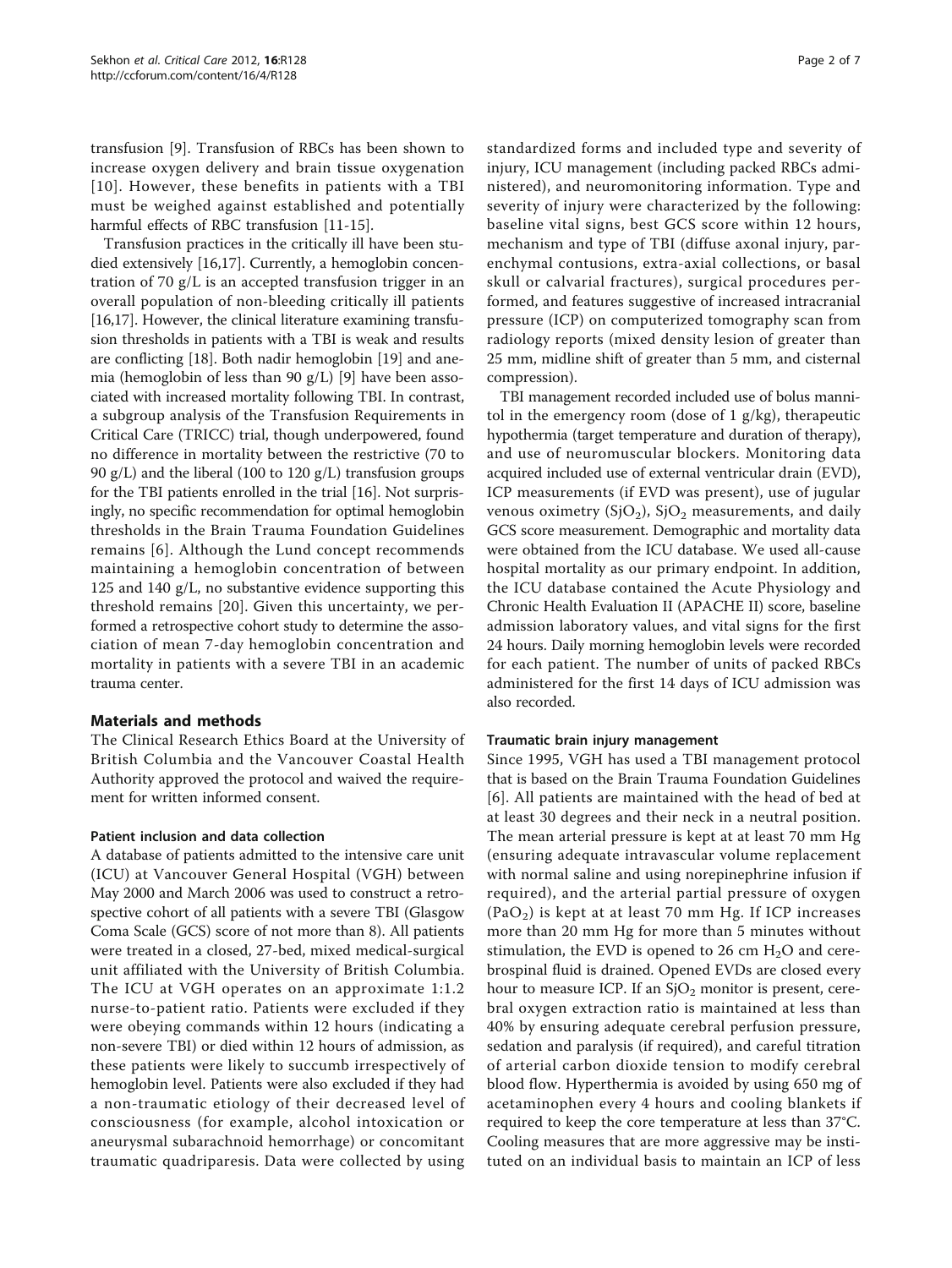transfusion [9]. Transfusion of RBCs has been shown to increase oxygen delivery and brain tissue oxygenation [10]. However, these benefits in patients with a TBI must be weighed against established and potentially harmful effects of RBC transfusion [11-15].

Transfusion practices in the critically ill have been studied extensively [16,17]. Currently, a hemoglobin concentration of 70 g/L is an accepted transfusion trigger in an overall population of non-bleeding critically ill patients [16,17]. However, the clinical literature examining transfusion thresholds in patients with a TBI is weak and results are conflicting [18]. Both nadir hemoglobin [19] and anemia (hemoglobin of less than 90 g/L) [9] have been associated with increased mortality following TBI. In contrast, a subgroup analysis of the Transfusion Requirements in Critical Care (TRICC) trial, though underpowered, found no difference in mortality between the restrictive (70 to 90 g/L) and the liberal (100 to 120 g/L) transfusion groups for the TBI patients enrolled in the trial [16]. Not surprisingly, no specific recommendation for optimal hemoglobin thresholds in the Brain Trauma Foundation Guidelines remains [6]. Although the Lund concept recommends maintaining a hemoglobin concentration of between 125 and 140 g/L, no substantive evidence supporting this threshold remains [20]. Given this uncertainty, we performed a retrospective cohort study to determine the association of mean 7-day hemoglobin concentration and mortality in patients with a severe TBI in an academic trauma center.

## Materials and methods

The Clinical Research Ethics Board at the University of British Columbia and the Vancouver Coastal Health Authority approved the protocol and waived the requirement for written informed consent.

### Patient inclusion and data collection

A database of patients admitted to the intensive care unit (ICU) at Vancouver General Hospital (VGH) between May 2000 and March 2006 was used to construct a retrospective cohort of all patients with a severe TBI (Glasgow Coma Scale (GCS) score of not more than 8). All patients were treated in a closed, 27-bed, mixed medical-surgical unit affiliated with the University of British Columbia. The ICU at VGH operates on an approximate 1:1.2 nurse-to-patient ratio. Patients were excluded if they were obeying commands within 12 hours (indicating a non-severe TBI) or died within 12 hours of admission, as these patients were likely to succumb irrespectively of hemoglobin level. Patients were also excluded if they had a non-traumatic etiology of their decreased level of consciousness (for example, alcohol intoxication or aneurysmal subarachnoid hemorrhage) or concomitant traumatic quadriparesis. Data were collected by using standardized forms and included type and severity of injury, ICU management (including packed RBCs administered), and neuromonitoring information. Type and severity of injury were characterized by the following: baseline vital signs, best GCS score within 12 hours, mechanism and type of TBI (diffuse axonal injury, parenchymal contusions, extra-axial collections, or basal skull or calvarial fractures), surgical procedures performed, and features suggestive of increased intracranial pressure (ICP) on computerized tomography scan from radiology reports (mixed density lesion of greater than 25 mm, midline shift of greater than 5 mm, and cisternal compression).

TBI management recorded included use of bolus mannitol in the emergency room (dose of 1 g/kg), therapeutic hypothermia (target temperature and duration of therapy), and use of neuromuscular blockers. Monitoring data acquired included use of external ventricular drain (EVD), ICP measurements (if EVD was present), use of jugular venous oximetry ($SjO_2$), $SjO_2$ measurements, and daily GCS score measurement. Demographic and mortality data were obtained from the ICU database. We used all-cause hospital mortality as our primary endpoint. In addition, the ICU database contained the Acute Physiology and Chronic Health Evaluation II (APACHE II) score, baseline admission laboratory values, and vital signs for the first 24 hours. Daily morning hemoglobin levels were recorded for each patient. The number of units of packed RBCs administered for the first 14 days of ICU admission was also recorded.

### Traumatic brain injury management

Since 1995, VGH has used a TBI management protocol that is based on the Brain Trauma Foundation Guidelines [6]. All patients are maintained with the head of bed at at least 30 degrees and their neck in a neutral position. The mean arterial pressure is kept at at least 70 mm Hg (ensuring adequate intravascular volume replacement with normal saline and using norepinephrine infusion if required), and the arterial partial pressure of oxygen ($PaO_2$) is kept at at least 70 mm Hg. If ICP increases more than 20 mm Hg for more than 5 minutes without stimulation, the EVD is opened to 26 cm $H_2O$ and cerebrospinal fluid is drained. Opened EVDs are closed every hour to measure ICP. If an $SjO_2$ monitor is present, cerebral oxygen extraction ratio is maintained at less than 40% by ensuring adequate cerebral perfusion pressure, sedation and paralysis (if required), and careful titration of arterial carbon dioxide tension to modify cerebral blood flow. Hyperthermia is avoided by using 650 mg of acetaminophen every 4 hours and cooling blankets if required to keep the core temperature at less than 37°C. Cooling measures that are more aggressive may be instituted on an individual basis to maintain an ICP of less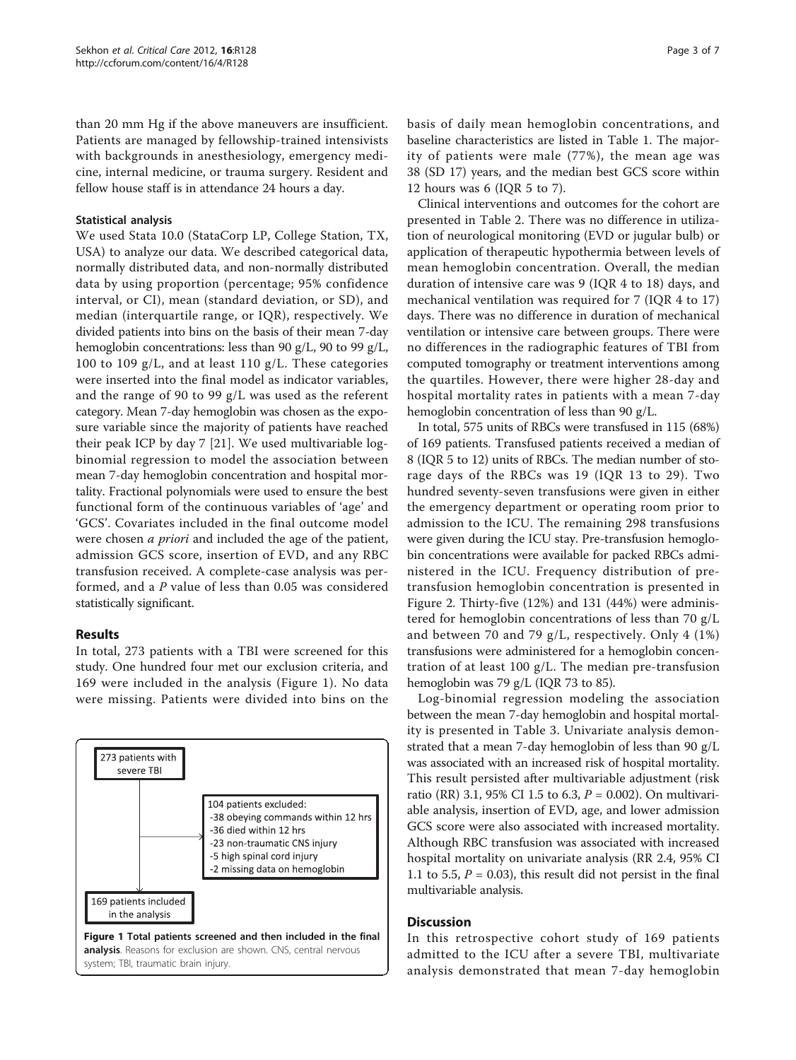than 20 mm Hg if the above maneuvers are insufficient. Patients are managed by fellowship-trained intensivists with backgrounds in anesthesiology, emergency medicine, internal medicine, or trauma surgery. Resident and fellow house staff is in attendance 24 hours a day.

### Statistical analysis

We used Stata 10.0 (StataCorp LP, College Station, TX, USA) to analyze our data. We described categorical data, normally distributed data, and non-normally distributed data by using proportion (percentage; 95% confidence interval, or CI), mean (standard deviation, or SD), and median (interquartile range, or IQR), respectively. We divided patients into bins on the basis of their mean 7-day hemoglobin concentrations: less than 90 g/L, 90 to 99 g/L, 100 to 109 g/L, and at least 110 g/L. These categories were inserted into the final model as indicator variables, and the range of 90 to 99 g/L was used as the referent category. Mean 7-day hemoglobin was chosen as the exposure variable since the majority of patients have reached their peak ICP by day 7 [21]. We used multivariable log-binomial regression to model the association between mean 7-day hemoglobin concentration and hospital mortality. Fractional polynomials were used to ensure the best functional form of the continuous variables of 'age' and 'GCS'. Covariates included in the final outcome model were chosen *a priori* and included the age of the patient, admission GCS score, insertion of EVD, and any RBC transfusion received. A complete-case analysis was performed, and a $P$ value of less than 0.05 was considered statistically significant.

## Results

In total, 273 patients with a TBI were screened for this study. One hundred four met our exclusion criteria, and 169 were included in the analysis (Figure 1). No data were missing. Patients were divided into bins on the basis of daily mean hemoglobin concentrations, and baseline characteristics are listed in Table 1. The majority of patients were male (77%), the mean age was 38 (SD 17) years, and the median best GCS score within 12 hours was 6 (IQR 5 to 7).

Clinical interventions and outcomes for the cohort are presented in Table 2. There was no difference in utilization of neurological monitoring (EVD or jugular bulb) or application of therapeutic hypothermia between levels of mean hemoglobin concentration. Overall, the median duration of intensive care was 9 (IQR 4 to 18) days, and mechanical ventilation was required for 7 (IQR 4 to 17) days. There was no difference in duration of mechanical ventilation or intensive care between groups. There were no differences in the radiographic features of TBI from computed tomography or treatment interventions among the quartiles. However, there were higher 28-day and hospital mortality rates in patients with a mean 7-day hemoglobin concentration of less than 90 g/L.

In total, 575 units of RBCs were transfused in 115 (68%) of 169 patients. Transfused patients received a median of 8 (IQR 5 to 12) units of RBCs. The median number of storage days of the RBCs was 19 (IQR 13 to 29). Two hundred seventy-seven transfusions were given in either the emergency department or operating room prior to admission to the ICU. The remaining 298 transfusions were given during the ICU stay. Pre-transfusion hemoglobin concentrations were available for packed RBCs administered in the ICU. Frequency distribution of pre-transfusion hemoglobin concentration is presented in Figure 2. Thirty-five (12%) and 131 (44%) were administered for hemoglobin concentrations of less than 70 g/L and between 70 and 79 g/L, respectively. Only 4 (1%) transfusions were administered for a hemoglobin concentration of at least 100 g/L. The median pre-transfusion hemoglobin was 79 g/L (IQR 73 to 85).

Log-binomial regression modeling the association between the mean 7-day hemoglobin and hospital mortality is presented in Table 3. Univariate analysis demonstrated that a mean 7-day hemoglobin of less than 90 g/L was associated with an increased risk of hospital mortality. This result persisted after multivariable adjustment (risk ratio (RR) 3.1, 95% CI 1.5 to 6.3, $P = 0.002$). On multivariable analysis, insertion of EVD, age, and lower admission GCS score were also associated with increased mortality. Although RBC transfusion was associated with increased hospital mortality on univariate analysis (RR 2.4, 95% CI 1.1 to 5.5, $P = 0.03$), this result did not persist in the final multivariable analysis.

273 patients with severe TBI

104 patients excluded:
- 38 obeying commands within 12 hrs
- 36 died within 12 hrs
- 23 non-traumatic CNS injury
- 5 high spinal cord injury
- 2 missing data on hemoglobin

169 patients included in the analysis

**Figure 1 Total patients screened and then included in the final analysis**. Reasons for exclusion are shown. CNS, central nervous system; TBI, traumatic brain injury.

## Discussion

In this retrospective cohort study of 169 patients admitted to the ICU after a severe TBI, multivariate analysis demonstrated that mean 7-day hemoglobin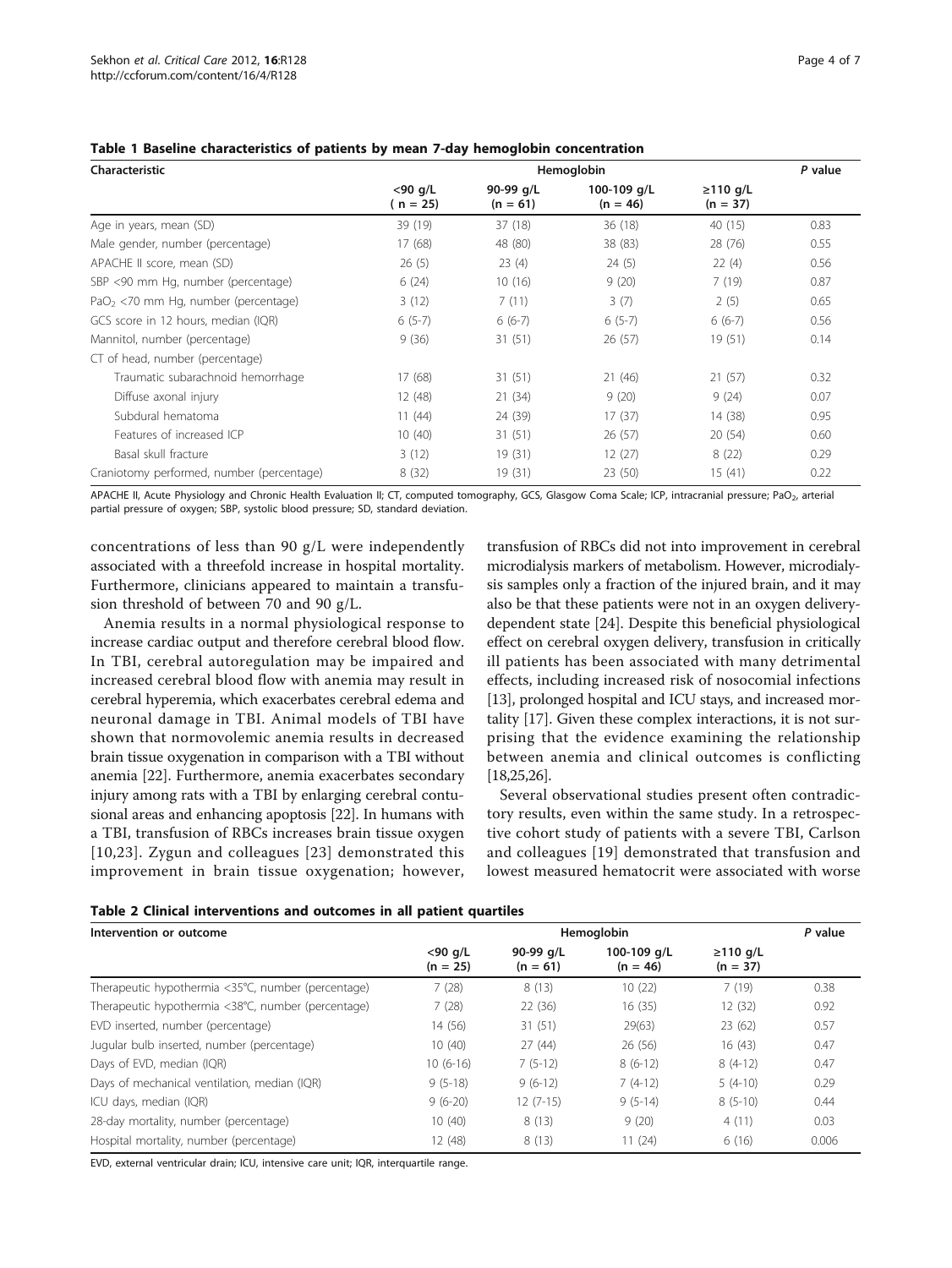**Table 1 Baseline characteristics of patients by mean 7-day hemoglobin concentration**

| Characteristic | Hemoglobin | | | | P value |
|---|---|---|---|---|---|
| | <90 g/L ( n = 25) | 90-99 g/L (n = 61) | 100-109 g/L (n = 46) | ≥110 g/L (n = 37) | |
| Age in years, mean (SD) | 39 (19) | 37 (18) | 36 (18) | 40 (15) | 0.83 |
| Male gender, number (percentage) | 17 (68) | 48 (80) | 38 (83) | 28 (76) | 0.55 |
| APACHE II score, mean (SD) | 26 (5) | 23 (4) | 24 (5) | 22 (4) | 0.56 |
| SBP <90 mm Hg, number (percentage) | 6 (24) | 10 (16) | 9 (20) | 7 (19) | 0.87 |
| $PaO_2$ <70 mm Hg, number (percentage) | 3 (12) | 7 (11) | 3 (7) | 2 (5) | 0.65 |
| GCS score in 12 hours, median (IQR) | 6 (5-7) | 6 (6-7) | 6 (5-7) | 6 (6-7) | 0.56 |
| Mannitol, number (percentage) | 9 (36) | 31 (51) | 26 (57) | 19 (51) | 0.14 |
| CT of head, number (percentage) | | | | | |
| Traumatic subarachnoid hemorrhage | 17 (68) | 31 (51) | 21 (46) | 21 (57) | 0.32 |
| Diffuse axonal injury | 12 (48) | 21 (34) | 9 (20) | 9 (24) | 0.07 |
| Subdural hematoma | 11 (44) | 24 (39) | 17 (37) | 14 (38) | 0.95 |
| Features of increased ICP | 10 (40) | 31 (51) | 26 (57) | 20 (54) | 0.60 |
| Basal skull fracture | 3 (12) | 19 (31) | 12 (27) | 8 (22) | 0.29 |
| Craniotomy performed, number (percentage) | 8 (32) | 19 (31) | 23 (50) | 15 (41) | 0.22 |

APACHE II, Acute Physiology and Chronic Health Evaluation II; CT, computed tomography, GCS, Glasgow Coma Scale; ICP, intracranial pressure; $PaO_2$, arterial partial pressure of oxygen; SBP, systolic blood pressure; SD, standard deviation.

concentrations of less than 90 g/L were independently associated with a threefold increase in hospital mortality. Furthermore, clinicians appeared to maintain a transfusion threshold of between 70 and 90 g/L.

Anemia results in a normal physiological response to increase cardiac output and therefore cerebral blood flow. In TBI, cerebral autoregulation may be impaired and increased cerebral blood flow with anemia may result in cerebral hyperemia, which exacerbates cerebral edema and neuronal damage in TBI. Animal models of TBI have shown that normovolemic anemia results in decreased brain tissue oxygenation in comparison with a TBI without anemia [22]. Furthermore, anemia exacerbates secondary injury among rats with a TBI by enlarging cerebral contusional areas and enhancing apoptosis [22]. In humans with a TBI, transfusion of RBCs increases brain tissue oxygen [10,23]. Zygun and colleagues [23] demonstrated this improvement in brain tissue oxygenation; however, transfusion of RBCs did not into improvement in cerebral microdialysis markers of metabolism. However, microdialysis samples only a fraction of the injured brain, and it may also be that these patients were not in an oxygen delivery-dependent state [24]. Despite this beneficial physiological effect on cerebral oxygen delivery, transfusion in critically ill patients has been associated with many detrimental effects, including increased risk of nosocomial infections [13], prolonged hospital and ICU stays, and increased mortality [17]. Given these complex interactions, it is not surprising that the evidence examining the relationship between anemia and clinical outcomes is conflicting [18,25,26].

Several observational studies present often contradictory results, even within the same study. In a retrospective cohort study of patients with a severe TBI, Carlson and colleagues [19] demonstrated that transfusion and lowest measured hematocrit were associated with worse

**Table 2 Clinical interventions and outcomes in all patient quartiles**

| Intervention or outcome | Hemoglobin | | | | P value |
|---|---|---|---|---|---|
| | <90 g/L (n = 25) | 90-99 g/L (n = 61) | 100-109 g/L (n = 46) | ≥110 g/L (n = 37) | |
| Therapeutic hypothermia <35°C, number (percentage) | 7 (28) | 8 (13) | 10 (22) | 7 (19) | 0.38 |
| Therapeutic hypothermia <38°C, number (percentage) | 7 (28) | 22 (36) | 16 (35) | 12 (32) | 0.92 |
| EVD inserted, number (percentage) | 14 (56) | 31 (51) | 29(63) | 23 (62) | 0.57 |
| Jugular bulb inserted, number (percentage) | 10 (40) | 27 (44) | 26 (56) | 16 (43) | 0.47 |
| Days of EVD, median (IQR) | 10 (6-16) | 7 (5-12) | 8 (6-12) | 8 (4-12) | 0.47 |
| Days of mechanical ventilation, median (IQR) | 9 (5-18) | 9 (6-12) | 7 (4-12) | 5 (4-10) | 0.29 |
| ICU days, median (IQR) | 9 (6-20) | 12 (7-15) | 9 (5-14) | 8 (5-10) | 0.44 |
| 28-day mortality, number (percentage) | 10 (40) | 8 (13) | 9 (20) | 4 (11) | 0.03 |
| Hospital mortality, number (percentage) | 12 (48) | 8 (13) | 11 (24) | 6 (16) | 0.006 |

EVD, external ventricular drain; ICU, intensive care unit; IQR, interquartile range.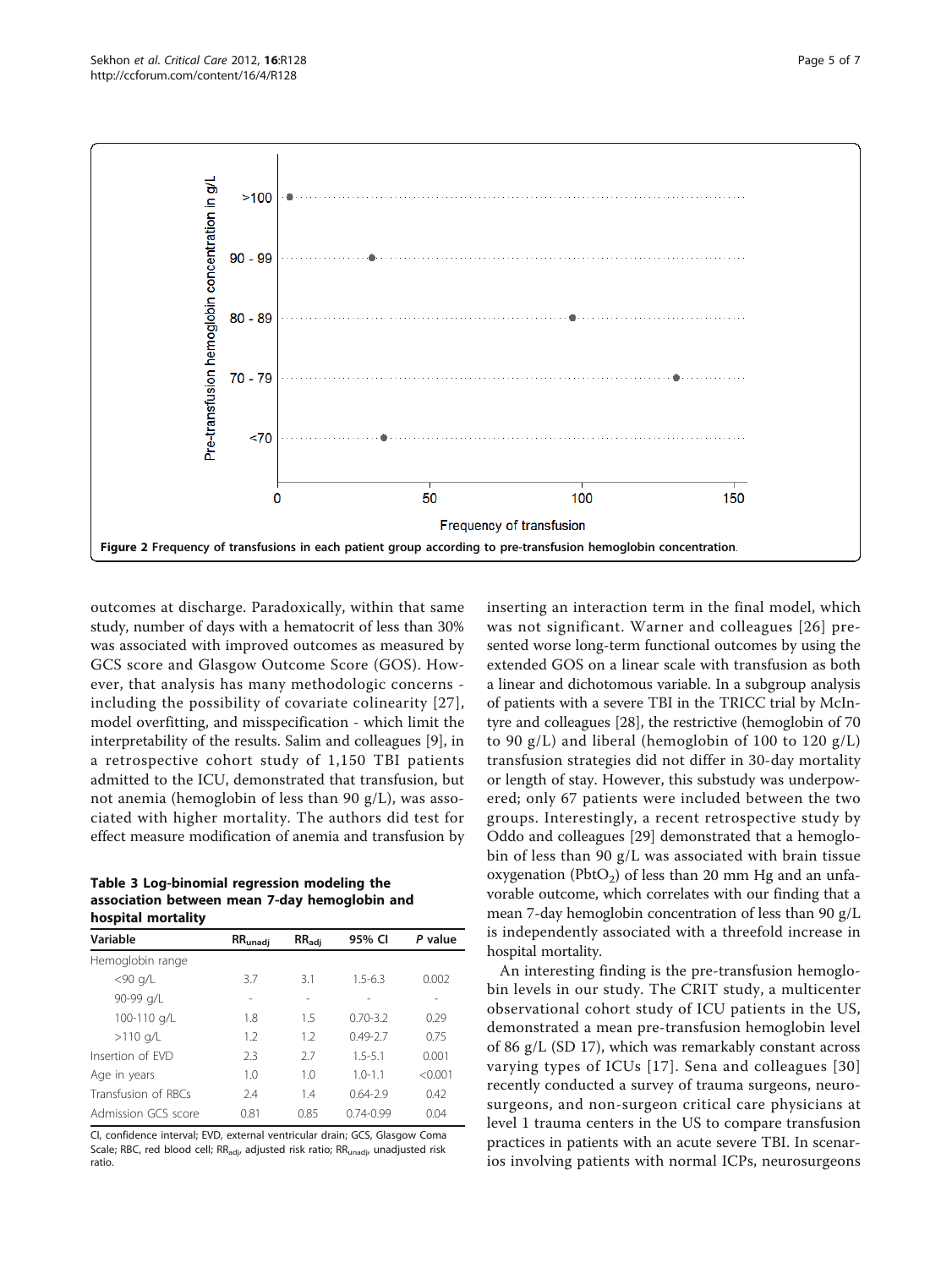Figure 2 Frequency of transfusions in each patient group according to pre-transfusion hemoglobin concentration.

outcomes at discharge. Paradoxically, within that same study, number of days with a hematocrit of less than 30% was associated with improved outcomes as measured by GCS score and Glasgow Outcome Score (GOS). However, that analysis has many methodologic concerns - including the possibility of covariate colinearity [27], model overfitting, and misspecification - which limit the interpretability of the results. Salim and colleagues [9], in a retrospective cohort study of 1,150 TBI patients admitted to the ICU, demonstrated that transfusion, but not anemia (hemoglobin of less than 90 g/L), was associated with higher mortality. The authors did test for effect measure modification of anemia and transfusion by

**Table 3 Log-binomial regression modeling the association between mean 7-day hemoglobin and hospital mortality**

| Variable | $RR_{unadj}$ | $RR_{adj}$ | 95% CI | *P* value |
|---|---|---|---|---|
| Hemoglobin range | | | | |
| <90 g/L | 3.7 | 3.1 | 1.5-6.3 | 0.002 |
| 90-99 g/L | - | - | - | - |
| 100-110 g/L | 1.8 | 1.5 | 0.70-3.2 | 0.29 |
| >110 g/L | 1.2 | 1.2 | 0.49-2.7 | 0.75 |
| Insertion of EVD | 2.3 | 2.7 | 1.5-5.1 | 0.001 |
| Age in years | 1.0 | 1.0 | 1.0-1.1 | <0.001 |
| Transfusion of RBCs | 2.4 | 1.4 | 0.64-2.9 | 0.42 |
| Admission GCS score | 0.81 | 0.85 | 0.74-0.99 | 0.04 |

CI, confidence interval; EVD, external ventricular drain; GCS, Glasgow Coma Scale; RBC, red blood cell; $RR_{adj}$, adjusted risk ratio; $RR_{unadj}$, unadjusted risk ratio.

inserting an interaction term in the final model, which was not significant. Warner and colleagues [26] presented worse long-term functional outcomes by using the extended GOS on a linear scale with transfusion as both a linear and dichotomous variable. In a subgroup analysis of patients with a severe TBI in the TRICC trial by McIntyre and colleagues [28], the restrictive (hemoglobin of 70 to 90 g/L) and liberal (hemoglobin of 100 to 120 g/L) transfusion strategies did not differ in 30-day mortality or length of stay. However, this substudy was underpowered; only 67 patients were included between the two groups. Interestingly, a recent retrospective study by Oddo and colleagues [29] demonstrated that a hemoglobin of less than 90 g/L was associated with brain tissue oxygenation ($PbtO_2$) of less than 20 mm Hg and an unfavorable outcome, which correlates with our finding that a mean 7-day hemoglobin concentration of less than 90 g/L is independently associated with a threefold increase in hospital mortality.

An interesting finding is the pre-transfusion hemoglobin levels in our study. The CRIT study, a multicenter observational cohort study of ICU patients in the US, demonstrated a mean pre-transfusion hemoglobin level of 86 g/L (SD 17), which was remarkably constant across varying types of ICUs [17]. Sena and colleagues [30] recently conducted a survey of trauma surgeons, neurosurgeons, and non-surgeon critical care physicians at level 1 trauma centers in the US to compare transfusion practices in patients with an acute severe TBI. In scenarios involving patients with normal ICPs, neurosurgeons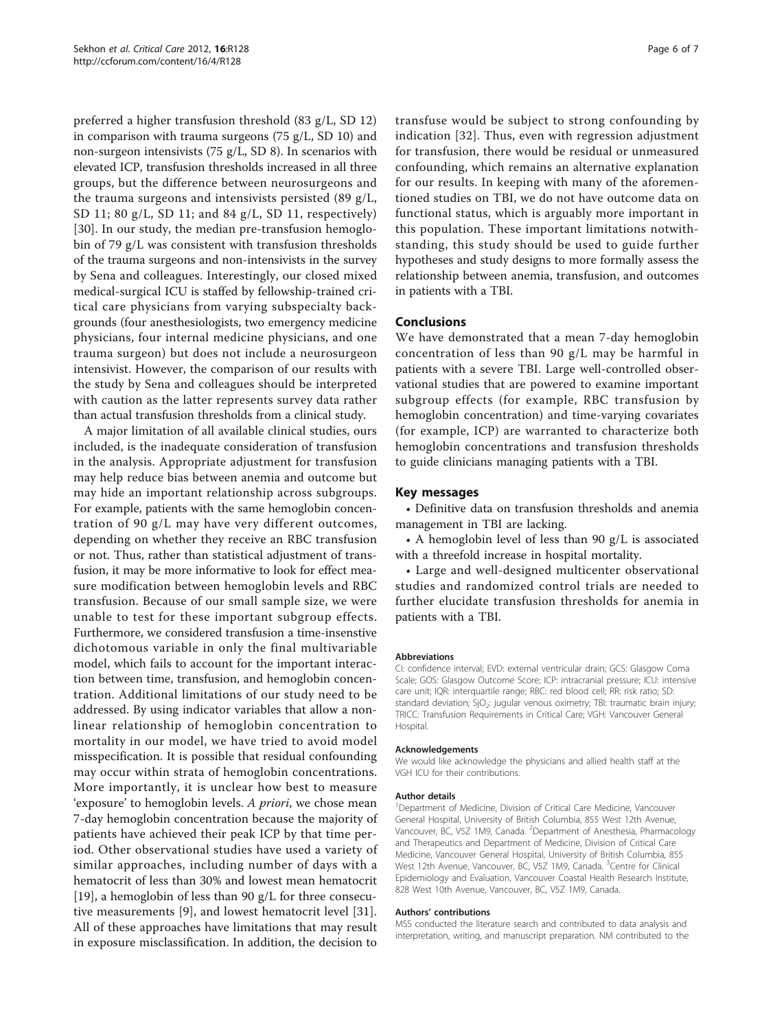preferred a higher transfusion threshold (83 g/L, SD 12) in comparison with trauma surgeons (75 g/L, SD 10) and non-surgeon intensivists (75 g/L, SD 8). In scenarios with elevated ICP, transfusion thresholds increased in all three groups, but the difference between neurosurgeons and the trauma surgeons and intensivists persisted (89 g/L, SD 11; 80 g/L, SD 11; and 84 g/L, SD 11, respectively) [30]. In our study, the median pre-transfusion hemoglobin of 79 g/L was consistent with transfusion thresholds of the trauma surgeons and non-intensivists in the survey by Sena and colleagues. Interestingly, our closed mixed medical-surgical ICU is staffed by fellowship-trained critical care physicians from varying subspecialty backgrounds (four anesthesiologists, two emergency medicine physicians, four internal medicine physicians, and one trauma surgeon) but does not include a neurosurgeon intensivist. However, the comparison of our results with the study by Sena and colleagues should be interpreted with caution as the latter represents survey data rather than actual transfusion thresholds from a clinical study.

A major limitation of all available clinical studies, ours included, is the inadequate consideration of transfusion in the analysis. Appropriate adjustment for transfusion may help reduce bias between anemia and outcome but may hide an important relationship across subgroups. For example, patients with the same hemoglobin concentration of 90 g/L may have very different outcomes, depending on whether they receive an RBC transfusion or not. Thus, rather than statistical adjustment of transfusion, it may be more informative to look for effect measure modification between hemoglobin levels and RBC transfusion. Because of our small sample size, we were unable to test for these important subgroup effects. Furthermore, we considered transfusion a time-insenstive dichotomous variable in only the final multivariable model, which fails to account for the important interaction between time, transfusion, and hemoglobin concentration. Additional limitations of our study need to be addressed. By using indicator variables that allow a nonlinear relationship of hemoglobin concentration to mortality in our model, we have tried to avoid model misspecification. It is possible that residual confounding may occur within strata of hemoglobin concentrations. More importantly, it is unclear how best to measure 'exposure' to hemoglobin levels. *A priori*, we chose mean 7-day hemoglobin concentration because the majority of patients have achieved their peak ICP by that time period. Other observational studies have used a variety of similar approaches, including number of days with a hematocrit of less than 30% and lowest mean hematocrit [19], a hemoglobin of less than 90 g/L for three consecutive measurements [9], and lowest hematocrit level [31]. All of these approaches have limitations that may result in exposure misclassification. In addition, the decision to transfuse would be subject to strong confounding by indication [32]. Thus, even with regression adjustment for transfusion, there would be residual or unmeasured confounding, which remains an alternative explanation for our results. In keeping with many of the aforementioned studies on TBI, we do not have outcome data on functional status, which is arguably more important in this population. These important limitations notwithstanding, this study should be used to guide further hypotheses and study designs to more formally assess the relationship between anemia, transfusion, and outcomes in patients with a TBI.

## Conclusions

We have demonstrated that a mean 7-day hemoglobin concentration of less than 90 g/L may be harmful in patients with a severe TBI. Large well-controlled observational studies that are powered to examine important subgroup effects (for example, RBC transfusion by hemoglobin concentration) and time-varying covariates (for example, ICP) are warranted to characterize both hemoglobin concentrations and transfusion thresholds to guide clinicians managing patients with a TBI.

## Key messages

- Definitive data on transfusion thresholds and anemia management in TBI are lacking.
- A hemoglobin level of less than 90 g/L is associated with a threefold increase in hospital mortality.
- Large and well-designed multicenter observational studies and randomized control trials are needed to further elucidate transfusion thresholds for anemia in patients with a TBI.

#### Abbreviations

CI: confidence interval; EVD: external ventricular drain; GCS: Glasgow Coma Scale; GOS: Glasgow Outcome Score; ICP: intracranial pressure; ICU: intensive care unit; IQR: interquartile range; RBC: red blood cell; RR: risk ratio; SD: standard deviation; $SjO_2$: jugular venous oximetry; TBI: traumatic brain injury; TRICC: Transfusion Requirements in Critical Care; VGH: Vancouver General Hospital.

#### Acknowledgements

We would like acknowledge the physicians and allied health staff at the VGH ICU for their contributions.

#### Author details

[1]Department of Medicine, Division of Critical Care Medicine, Vancouver General Hospital, University of British Columbia, 855 West 12th Avenue, Vancouver, BC, V5Z 1M9, Canada. [2]Department of Anesthesia, Pharmacology and Therapeutics and Department of Medicine, Division of Critical Care Medicine, Vancouver General Hospital, University of British Columbia, 855 West 12th Avenue, Vancouver, BC, V5Z 1M9, Canada. [3]Centre for Clinical Epidemiology and Evaluation, Vancouver Coastal Health Research Institute, 828 West 10th Avenue, Vancouver, BC, V5Z 1M9, Canada.

#### Authors' contributions

MSS conducted the literature search and contributed to data analysis and interpretation, writing, and manuscript preparation. NM contributed to the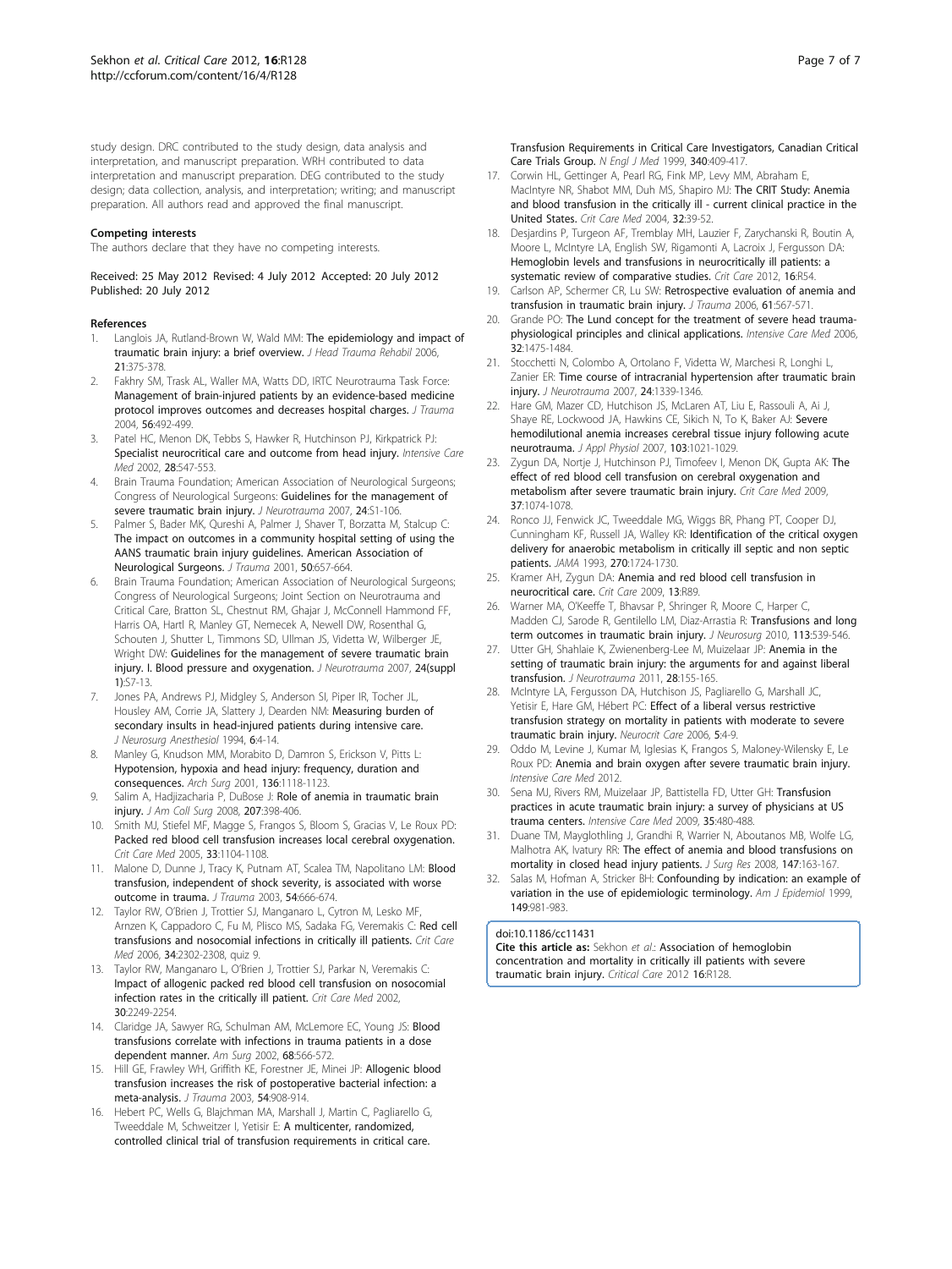study design. DRC contributed to the study design, data analysis and interpretation, and manuscript preparation. WRH contributed to data interpretation and manuscript preparation. DEG contributed to the study design; data collection, analysis, and interpretation; writing; and manuscript preparation. All authors read and approved the final manuscript.

#### Competing interests

The authors declare that they have no competing interests.

Received: 25 May 2012 Revised: 4 July 2012 Accepted: 20 July 2012
Published: 20 July 2012

#### References

1. Langlois JA, Rutland-Brown W, Wald MM: **The epidemiology and impact of traumatic brain injury: a brief overview.** *J Head Trauma Rehabil* 2006, **21**:375-378.
2. Fakhry SM, Trask AL, Waller MA, Watts DD, IRTC Neurotrauma Task Force: **Management of brain-injured patients by an evidence-based medicine protocol improves outcomes and decreases hospital charges.** *J Trauma* 2004, **56**:492-499.
3. Patel HC, Menon DK, Tebbs S, Hawker R, Hutchinson PJ, Kirkpatrick PJ: **Specialist neurocritical care and outcome from head injury.** *Intensive Care Med* 2002, **28**:547-553.
4. Brain Trauma Foundation; American Association of Neurological Surgeons; Congress of Neurological Surgeons: **Guidelines for the management of severe traumatic brain injury.** *J Neurotrauma* 2007, **24**:S1-106.
5. Palmer S, Bader MK, Qureshi A, Palmer J, Shaver T, Borzatta M, Stalcup C: **The impact on outcomes in a community hospital setting of using the AANS traumatic brain injury guidelines. American Association of Neurological Surgeons.** *J Trauma* 2001, **50**:657-664.
6. Brain Trauma Foundation; American Association of Neurological Surgeons; Congress of Neurological Surgeons; Joint Section on Neurotrauma and Critical Care, Bratton SL, Chestnut RM, Ghajar J, McConnell Hammond FF, Harris OA, Hartl R, Manley GT, Nemecek A, Newell DW, Rosenthal G, Schouten J, Shutter L, Timmons SD, Ullman JS, Videtta W, Wilberger JE, Wright DW: **Guidelines for the management of severe traumatic brain injury. I. Blood pressure and oxygenation.** *J Neurotrauma* 2007, **24(suppl 1)**:S7-13.
7. Jones PA, Andrews PJ, Midgley S, Anderson SI, Piper IR, Tocher JL, Housley AM, Corrie JA, Slattery J, Dearden NM: **Measuring burden of secondary insults in head-injured patients during intensive care.** *J Neurosurg Anesthesiol* 1994, **6**:4-14.
8. Manley G, Knudson MM, Morabito D, Damron S, Erickson V, Pitts L: **Hypotension, hypoxia and head injury: frequency, duration and consequences.** *Arch Surg* 2001, **136**:1118-1123.
9. Salim A, Hadjizacharia P, DuBose J: **Role of anemia in traumatic brain injury.** *J Am Coll Surg* 2008, **207**:398-406.
10. Smith MJ, Stiefel MF, Magge S, Frangos S, Bloom S, Gracias V, Le Roux PD: **Packed red blood cell transfusion increases local cerebral oxygenation.** *Crit Care Med* 2005, **33**:1104-1108.
11. Malone D, Dunne J, Tracy K, Putnam AT, Scalea TM, Napolitano LM: **Blood transfusion, independent of shock severity, is associated with worse outcome in trauma.** *J Trauma* 2003, **54**:666-674.
12. Taylor RW, O'Brien J, Trottier SJ, Manganaro L, Cytron M, Lesko MF, Arnzen K, Cappadoro C, Fu M, Plisco MS, Sadaka FG, Veremakis C: **Red cell transfusions and nosocomial infections in critically ill patients.** *Crit Care Med* 2006, **34**:2302-2308, quiz 9.
13. Taylor RW, Manganaro L, O'Brien J, Trottier SJ, Parkar N, Veremakis C: **Impact of allogenic packed red blood cell transfusion on nosocomial infection rates in the critically ill patient.** *Crit Care Med* 2002, **30**:2249-2254.
14. Claridge JA, Sawyer RG, Schulman AM, McLemore EC, Young JS: **Blood transfusions correlate with infections in trauma patients in a dose dependent manner.** *Am Surg* 2002, **68**:566-572.
15. Hill GE, Frawley WH, Griffith KE, Forestner JE, Minei JP: **Allogenic blood transfusion increases the risk of postoperative bacterial infection: a meta-analysis.** *J Trauma* 2003, **54**:908-914.
16. Hebert PC, Wells G, Blajchman MA, Marshall J, Martin C, Pagliarello G, Tweeddale M, Schweitzer I, Yetisir E: **A multicenter, randomized, controlled clinical trial of transfusion requirements in critical care. Transfusion Requirements in Critical Care Investigators, Canadian Critical Care Trials Group.** *N Engl J Med* 1999, **340**:409-417.
17. Corwin HL, Gettinger A, Pearl RG, Fink MP, Levy MM, Abraham E, MacIntyre NR, Shabot MM, Duh MS, Shapiro MJ: **The CRIT Study: Anemia and blood transfusion in the critically ill - current clinical practice in the United States.** *Crit Care Med* 2004, **32**:39-52.
18. Desjardins P, Turgeon AF, Tremblay MH, Lauzier F, Zarychanski R, Boutin A, Moore L, McIntyre LA, English SW, Rigamonti A, Lacroix J, Fergusson DA: **Hemoglobin levels and transfusions in neurocritically ill patients: a systematic review of comparative studies.** *Crit Care* 2012, **16**:R54.
19. Carlson AP, Schermer CR, Lu SW: **Retrospective evaluation of anemia and transfusion in traumatic brain injury.** *J Trauma* 2006, **61**:567-571.
20. Grande PO: **The Lund concept for the treatment of severe head trauma-physiological principles and clinical applications.** *Intensive Care Med* 2006, **32**:1475-1484.
21. Stocchetti N, Colombo A, Ortolano F, Videtta W, Marchesi R, Longhi L, Zanier ER: **Time course of intracranial hypertension after traumatic brain injury.** *J Neurotrauma* 2007, **24**:1339-1346.
22. Hare GM, Mazer CD, Hutchison JS, McLaren AT, Liu E, Rassouli A, Ai J, Shaye RE, Lockwood JA, Hawkins CE, Sikich N, To K, Baker AJ: **Severe hemodilutional anemia increases cerebral tissue injury following acute neurotrauma.** *J Appl Physiol* 2007, **103**:1021-1029.
23. Zygun DA, Nortje J, Hutchinson PJ, Timofeev I, Menon DK, Gupta AK: **The effect of red blood cell transfusion on cerebral oxygenation and metabolism after severe traumatic brain injury.** *Crit Care Med* 2009, **37**:1074-1078.
24. Ronco JJ, Fenwick JC, Tweeddale MG, Wiggs BR, Phang PT, Cooper DJ, Cunningham KF, Russell JA, Walley KR: **Identification of the critical oxygen delivery for anaerobic metabolism in critically ill septic and non septic patients.** *JAMA* 1993, **270**:1724-1730.
25. Kramer AH, Zygun DA: **Anemia and red blood cell transfusion in neurocritical care.** *Crit Care* 2009, **13**:R89.
26. Warner MA, O'Keeffe T, Bhavsar P, Shringer R, Moore C, Harper C, Madden CJ, Sarode R, Gentilello LM, Diaz-Arrastia R: **Transfusions and long term outcomes in traumatic brain injury.** *J Neurosurg* 2010, **113**:539-546.
27. Utter GH, Shahlaie K, Zwienenberg-Lee M, Muizelaar JP: **Anemia in the setting of traumatic brain injury: the arguments for and against liberal transfusion.** *J Neurotrauma* 2011, **28**:155-165.
28. McIntyre LA, Fergusson DA, Hutchison JS, Pagliarello G, Marshall JC, Yetisir E, Hare GM, Hébert PC: **Effect of a liberal versus restrictive transfusion strategy on mortality in patients with moderate to severe traumatic brain injury.** *Neurocrit Care* 2006, **5**:4-9.
29. Oddo M, Levine J, Kumar M, Iglesias K, Frangos S, Maloney-Wilensky E, Le Roux PD: **Anemia and brain oxygen after severe traumatic brain injury.** *Intensive Care Med* 2012.
30. Sena MJ, Rivers RM, Muizelaar JP, Battistella FD, Utter GH: **Transfusion practices in acute traumatic brain injury: a survey of physicians at US trauma centers.** *Intensive Care Med* 2009, **35**:480-488.
31. Duane TM, Mayglothling J, Grandhi R, Warrier N, Aboutanos MB, Wolfe LG, Malhotra AK, Ivatury RR: **The effect of anemia and blood transfusions on mortality in closed head injury patients.** *J Surg Res* 2008, **147**:163-167.
32. Salas M, Hofman A, Stricker BH: **Confounding by indication: an example of variation in the use of epidemiologic terminology.** *Am J Epidemiol* 1999, **149**:981-983.

doi:10.1186/cc11431

**Cite this article as:** Sekhon *et al.*: Association of hemoglobin concentration and mortality in critically ill patients with severe traumatic brain injury. *Critical Care* 2012 **16**:R128.